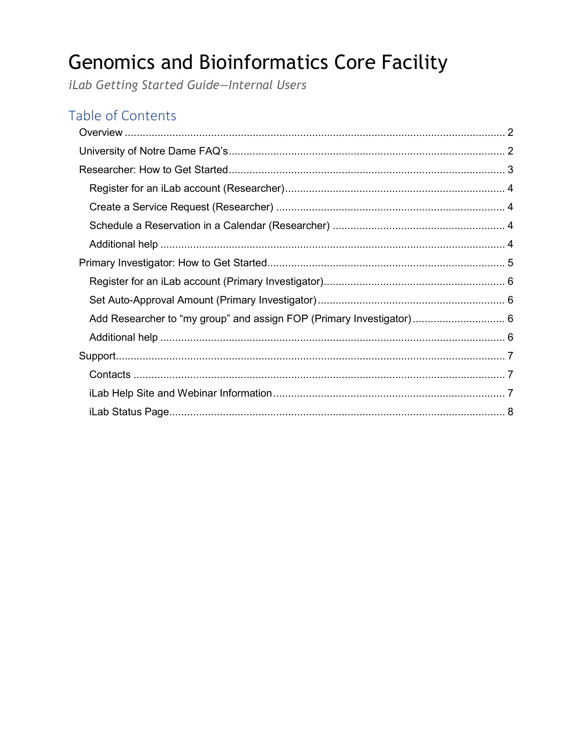# Genomics and Bioinformatics Core Facility

*iLab Getting Started Guide—Internal Users*

## Table of Contents

- Overview ........ 2
- University of Notre Dame FAQ's ........ 2
- Researcher: How to Get Started ........ 3
  - Register for an iLab account (Researcher) ........ 4
  - Create a Service Request (Researcher) ........ 4
  - Schedule a Reservation in a Calendar (Researcher) ........ 4
  - Additional help ........ 4
- Primary Investigator: How to Get Started ........ 5
  - Register for an iLab account (Primary Investigator) ........ 6
  - Set Auto-Approval Amount (Primary Investigator) ........ 6
  - Add Researcher to "my group" and assign FOP (Primary Investigator) ........ 6
  - Additional help ........ 6
- Support ........ 7
  - Contacts ........ 7
  - iLab Help Site and Webinar Information ........ 7
  - iLab Status Page ........ 8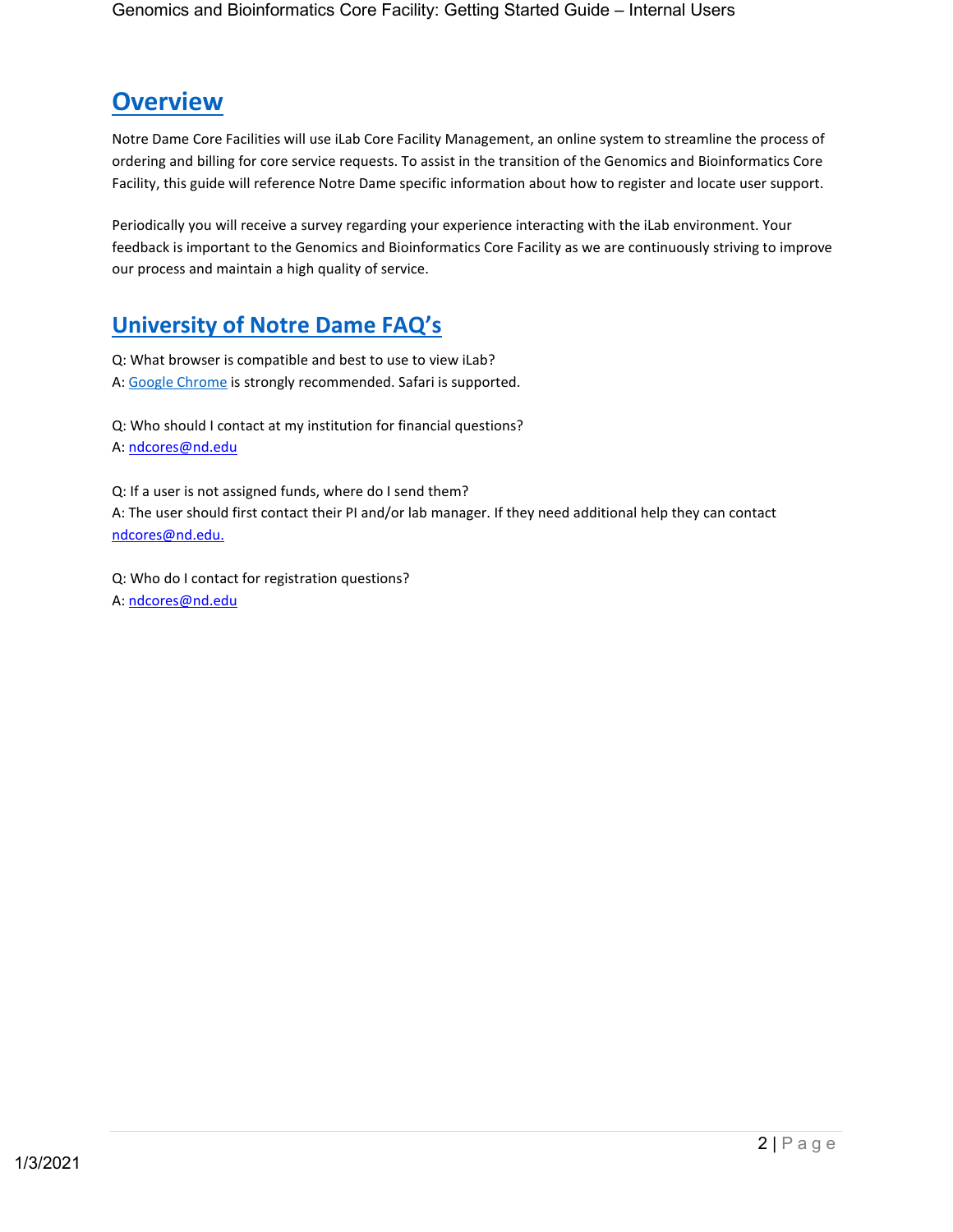## Overview

Notre Dame Core Facilities will use iLab Core Facility Management, an online system to streamline the process of ordering and billing for core service requests. To assist in the transition of the Genomics and Bioinformatics Core Facility, this guide will reference Notre Dame specific information about how to register and locate user support.

Periodically you will receive a survey regarding your experience interacting with the iLab environment. Your feedback is important to the Genomics and Bioinformatics Core Facility as we are continuously striving to improve our process and maintain a high quality of service.

## University of Notre Dame FAQ's

Q: What browser is compatible and best to use to view iLab?
A: Google Chrome is strongly recommended. Safari is supported.

Q: Who should I contact at my institution for financial questions?
A: ndcores@nd.edu

Q: If a user is not assigned funds, where do I send them?
A: The user should first contact their PI and/or lab manager. If they need additional help they can contact ndcores@nd.edu.

Q: Who do I contact for registration questions?
A: ndcores@nd.edu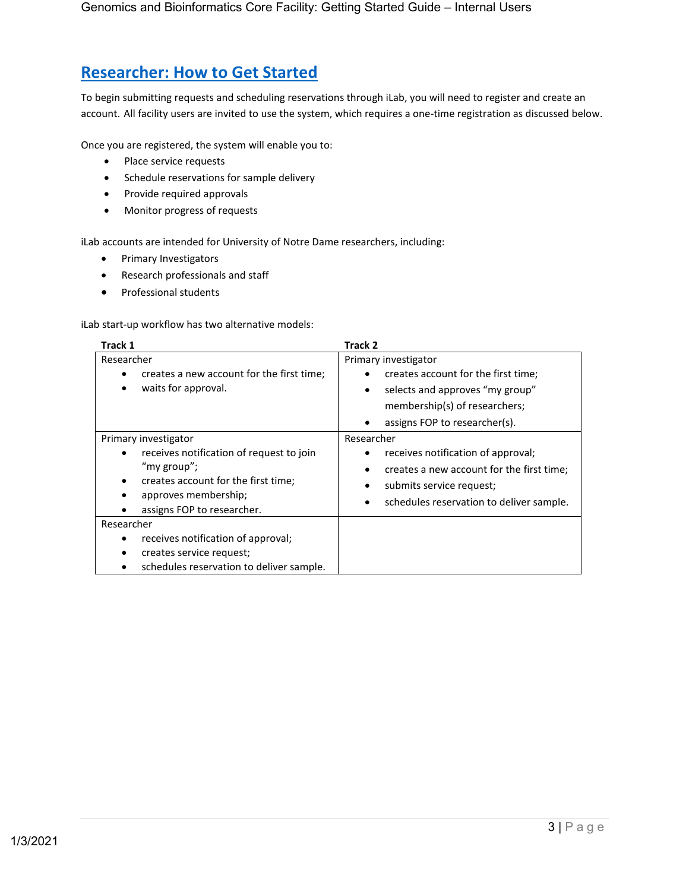## Researcher: How to Get Started

To begin submitting requests and scheduling reservations through iLab, you will need to register and create an account. All facility users are invited to use the system, which requires a one-time registration as discussed below.

Once you are registered, the system will enable you to:

- Place service requests
- Schedule reservations for sample delivery
- Provide required approvals
- Monitor progress of requests

iLab accounts are intended for University of Notre Dame researchers, including:

- Primary Investigators
- Research professionals and staff
- Professional students

iLab start-up workflow has two alternative models:

| Track 1 | Track 2 |
|---|---|
| Researcher<br>• creates a new account for the first time;<br>• waits for approval. | Primary investigator<br>• creates account for the first time;<br>• selects and approves "my group" membership(s) of researchers;<br>• assigns FOP to researcher(s). |
| Primary investigator<br>• receives notification of request to join "my group";<br>• creates account for the first time;<br>• approves membership;<br>• assigns FOP to researcher. | Researcher<br>• receives notification of approval;<br>• creates a new account for the first time;<br>• submits service request;<br>• schedules reservation to deliver sample. |
| Researcher<br>• receives notification of approval;<br>• creates service request;<br>• schedules reservation to deliver sample. | |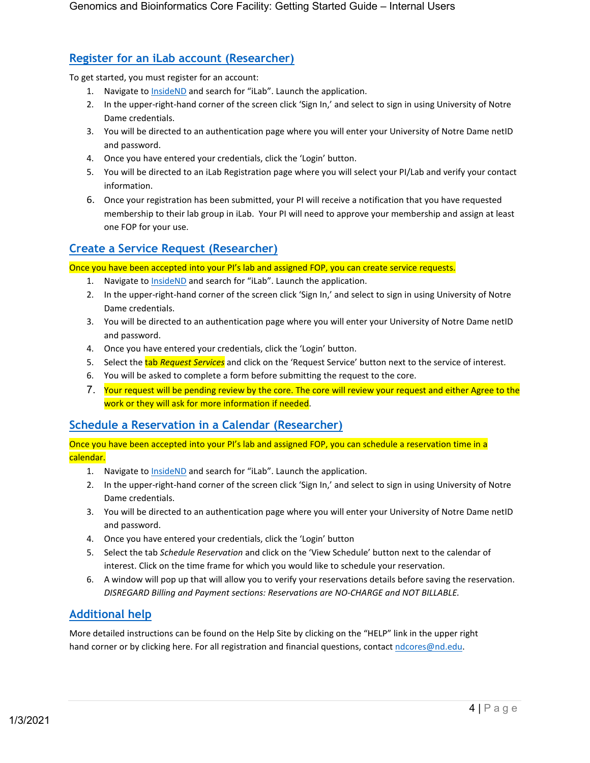## Register for an iLab account (Researcher)

To get started, you must register for an account:

1. Navigate to InsideND and search for "iLab". Launch the application.
2. In the upper-right-hand corner of the screen click 'Sign In,' and select to sign in using University of Notre Dame credentials.
3. You will be directed to an authentication page where you will enter your University of Notre Dame netID and password.
4. Once you have entered your credentials, click the 'Login' button.
5. You will be directed to an iLab Registration page where you will select your PI/Lab and verify your contact information.
6. Once your registration has been submitted, your PI will receive a notification that you have requested membership to their lab group in iLab. Your PI will need to approve your membership and assign at least one FOP for your use.

## Create a Service Request (Researcher)

Once you have been accepted into your PI's lab and assigned FOP, you can create service requests.

1. Navigate to InsideND and search for "iLab". Launch the application.
2. In the upper-right-hand corner of the screen click 'Sign In,' and select to sign in using University of Notre Dame credentials.
3. You will be directed to an authentication page where you will enter your University of Notre Dame netID and password.
4. Once you have entered your credentials, click the 'Login' button.
5. Select the tab *Request Services* and click on the 'Request Service' button next to the service of interest.
6. You will be asked to complete a form before submitting the request to the core.
7. Your request will be pending review by the core. The core will review your request and either Agree to the work or they will ask for more information if needed.

## Schedule a Reservation in a Calendar (Researcher)

Once you have been accepted into your PI's lab and assigned FOP, you can schedule a reservation time in a calendar.

1. Navigate to InsideND and search for "iLab". Launch the application.
2. In the upper-right-hand corner of the screen click 'Sign In,' and select to sign in using University of Notre Dame credentials.
3. You will be directed to an authentication page where you will enter your University of Notre Dame netID and password.
4. Once you have entered your credentials, click the 'Login' button
5. Select the tab *Schedule Reservation* and click on the 'View Schedule' button next to the calendar of interest. Click on the time frame for which you would like to schedule your reservation.
6. A window will pop up that will allow you to verify your reservations details before saving the reservation. *DISREGARD Billing and Payment sections: Reservations are NO-CHARGE and NOT BILLABLE.*

## Additional help

More detailed instructions can be found on the Help Site by clicking on the "HELP" link in the upper right hand corner or by clicking here. For all registration and financial questions, contact ndcores@nd.edu.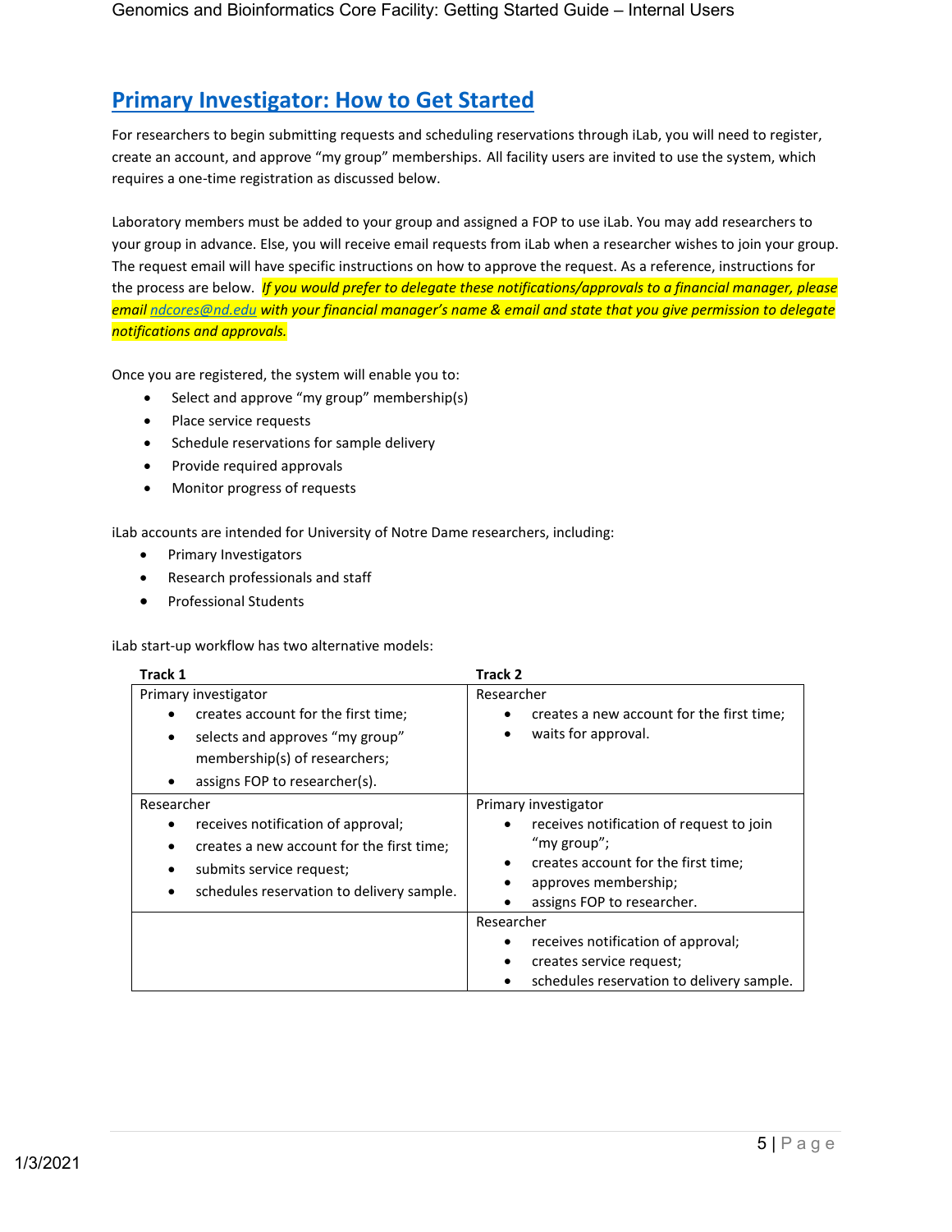## Primary Investigator: How to Get Started

For researchers to begin submitting requests and scheduling reservations through iLab, you will need to register, create an account, and approve "my group" memberships. All facility users are invited to use the system, which requires a one-time registration as discussed below.

Laboratory members must be added to your group and assigned a FOP to use iLab. You may add researchers to your group in advance. Else, you will receive email requests from iLab when a researcher wishes to join your group. The request email will have specific instructions on how to approve the request. As a reference, instructions for the process are below. *If you would prefer to delegate these notifications/approvals to a financial manager, please email ndcores@nd.edu with your financial manager's name & email and state that you give permission to delegate notifications and approvals.*

Once you are registered, the system will enable you to:

- Select and approve "my group" membership(s)
- Place service requests
- Schedule reservations for sample delivery
- Provide required approvals
- Monitor progress of requests

iLab accounts are intended for University of Notre Dame researchers, including:

- Primary Investigators
- Research professionals and staff
- Professional Students

iLab start-up workflow has two alternative models:

| Track 1 | Track 2 |
|---|---|
| Primary investigator<br>• creates account for the first time;<br>• selects and approves "my group" membership(s) of researchers;<br>• assigns FOP to researcher(s). | Researcher<br>• creates a new account for the first time;<br>• waits for approval. |
| Researcher<br>• receives notification of approval;<br>• creates a new account for the first time;<br>• submits service request;<br>• schedules reservation to delivery sample. | Primary investigator<br>• receives notification of request to join "my group";<br>• creates account for the first time;<br>• approves membership;<br>• assigns FOP to researcher. |
| | Researcher<br>• receives notification of approval;<br>• creates service request;<br>• schedules reservation to delivery sample. |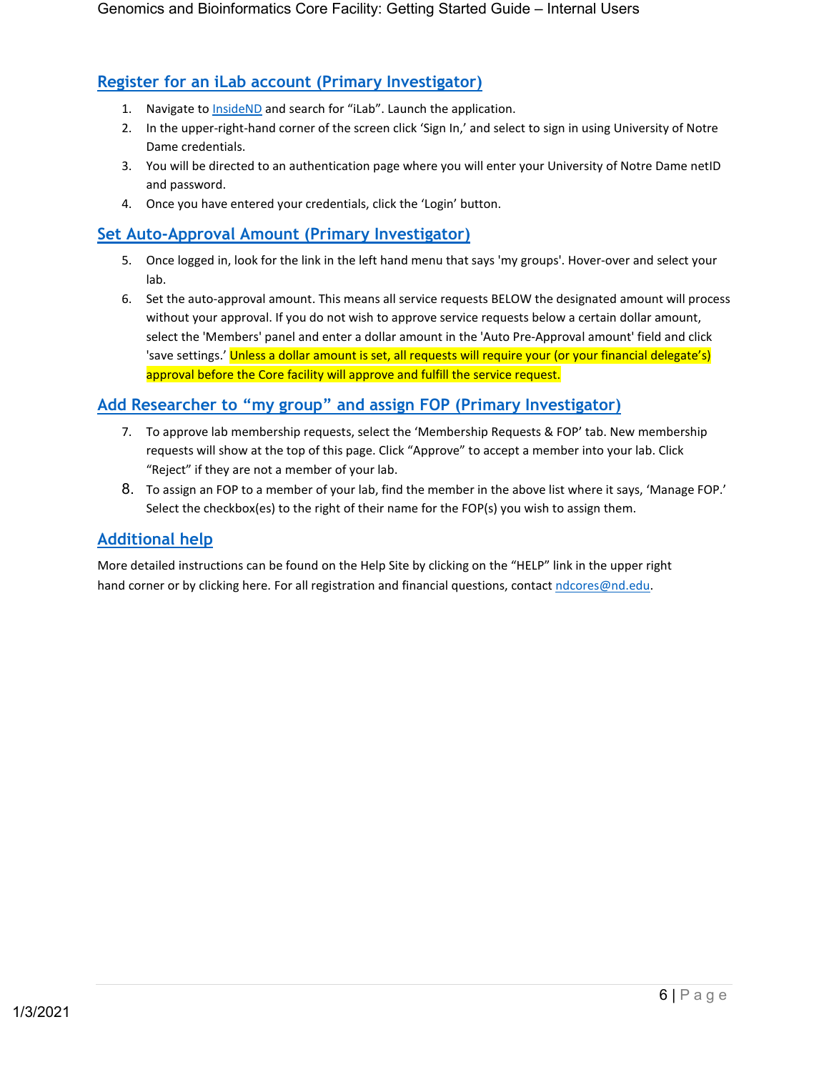## Register for an iLab account (Primary Investigator)

1. Navigate to InsideND and search for "iLab". Launch the application.
2. In the upper-right-hand corner of the screen click 'Sign In,' and select to sign in using University of Notre Dame credentials.
3. You will be directed to an authentication page where you will enter your University of Notre Dame netID and password.
4. Once you have entered your credentials, click the 'Login' button.

## Set Auto-Approval Amount (Primary Investigator)

5. Once logged in, look for the link in the left hand menu that says 'my groups'. Hover-over and select your lab.
6. Set the auto-approval amount. This means all service requests BELOW the designated amount will process without your approval. If you do not wish to approve service requests below a certain dollar amount, select the 'Members' panel and enter a dollar amount in the 'Auto Pre-Approval amount' field and click 'save settings.' Unless a dollar amount is set, all requests will require your (or your financial delegate's) approval before the Core facility will approve and fulfill the service request.

## Add Researcher to "my group" and assign FOP (Primary Investigator)

7. To approve lab membership requests, select the 'Membership Requests & FOP' tab. New membership requests will show at the top of this page. Click "Approve" to accept a member into your lab. Click "Reject" if they are not a member of your lab.
8. To assign an FOP to a member of your lab, find the member in the above list where it says, 'Manage FOP.' Select the checkbox(es) to the right of their name for the FOP(s) you wish to assign them.

## Additional help

More detailed instructions can be found on the Help Site by clicking on the "HELP" link in the upper right hand corner or by clicking here. For all registration and financial questions, contact ndcores@nd.edu.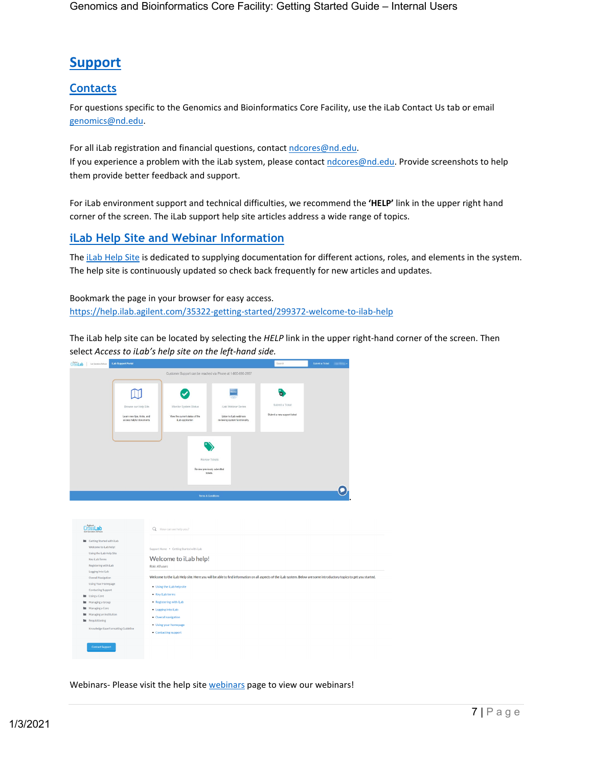# Support

## Contacts

For questions specific to the Genomics and Bioinformatics Core Facility, use the iLab Contact Us tab or email genomics@nd.edu.

For all iLab registration and financial questions, contact ndcores@nd.edu.
If you experience a problem with the iLab system, please contact ndcores@nd.edu. Provide screenshots to help them provide better feedback and support.

For iLab environment support and technical difficulties, we recommend the **'HELP'** link in the upper right hand corner of the screen. The iLab support help site articles address a wide range of topics.

## iLab Help Site and Webinar Information

The iLab Help Site is dedicated to supplying documentation for different actions, roles, and elements in the system. The help site is continuously updated so check back frequently for new articles and updates.

Bookmark the page in your browser for easy access.
https://help.ilab.agilent.com/35322-getting-started/299372-welcome-to-ilab-help

The iLab help site can be located by selecting the *HELP* link in the upper right-hand corner of the screen. Then select *Access to iLab's help site on the left-hand side.*

Webinars- Please visit the help site webinars page to view our webinars!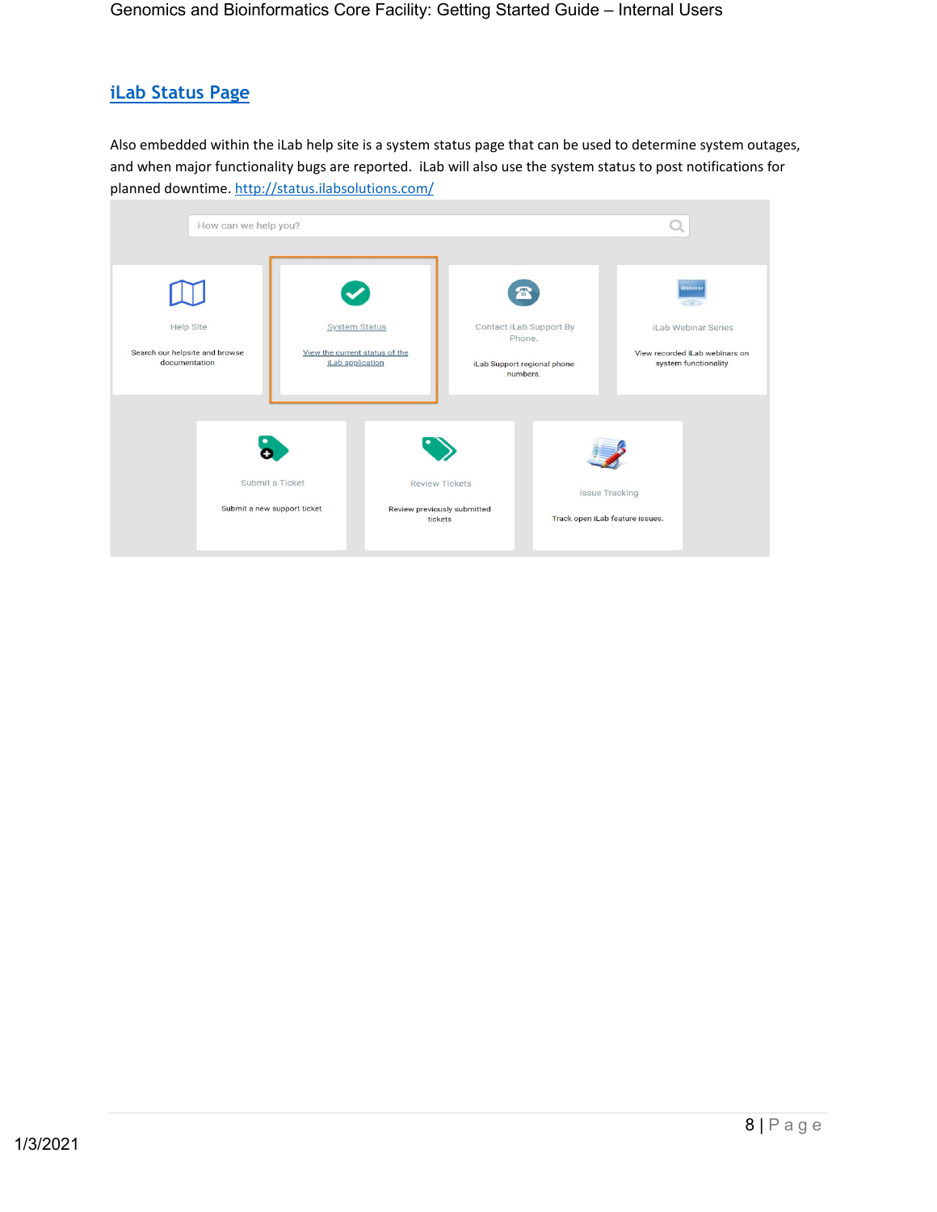## iLab Status Page

Also embedded within the iLab help site is a system status page that can be used to determine system outages, and when major functionality bugs are reported. iLab will also use the system status to post notifications for planned downtime. http://status.ilabsolutions.com/

How can we help you?

Help Site

Search our helpsite and browse documentation

System Status

View the current status of the iLab application

Contact iLab Support By Phone.

iLab Support regional phone numbers.

iLab Webinar Series

View recorded iLab webinars on system functionality

Submit a Ticket

Submit a new support ticket

Review Tickets

Review previously submitted tickets

Issue Tracking

Track open iLab feature issues.